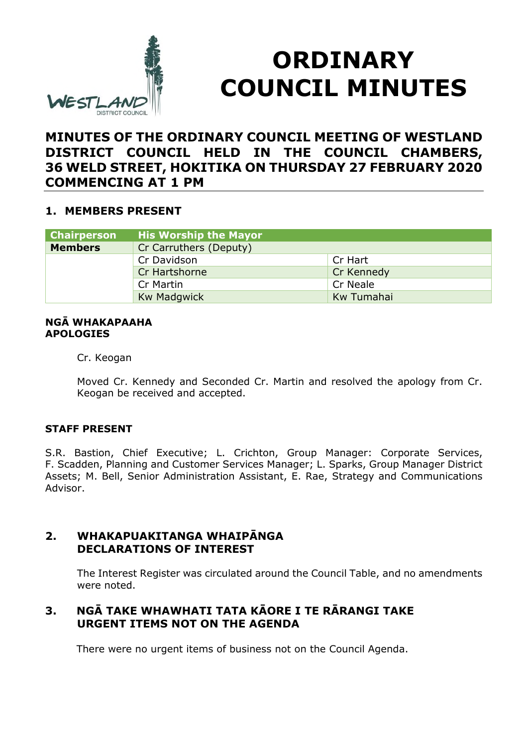# ORDINARY COUNCIL MINUTES

## MINUTES OF THE ORDINARY COUNCIL MEETING OF WESTLAND DISTRICT COUNCIL HELD IN THE COUNCIL CHAMBERS, 36 WELD STREET, HOKITIKA ON THURSDAY 27 FEBRUARY 2020 COMMENCING AT 1 PM

### 1. MEMBERS PRESENT

| Chairperson | His Worship the Mayor | |
|---|---|---|
| **Members** | Cr Carruthers (Deputy) | |
| | Cr Davidson | Cr Hart |
| | Cr Hartshorne | Cr Kennedy |
| | Cr Martin | Cr Neale |
| | Kw Madgwick | Kw Tumahai |

**NGĀ WHAKAPAAHA**
**APOLOGIES**

Cr. Keogan

Moved Cr. Kennedy and Seconded Cr. Martin and resolved the apology from Cr. Keogan be received and accepted.

**STAFF PRESENT**

S.R. Bastion, Chief Executive; L. Crichton, Group Manager: Corporate Services, F. Scadden, Planning and Customer Services Manager; L. Sparks, Group Manager District Assets; M. Bell, Senior Administration Assistant, E. Rae, Strategy and Communications Advisor.

### 2. WHAKAPUAKITANGA WHAIPĀNGA DECLARATIONS OF INTEREST

The Interest Register was circulated around the Council Table, and no amendments were noted.

### 3. NGĀ TAKE WHAWHATI TATA KĀORE I TE RĀRANGI TAKE URGENT ITEMS NOT ON THE AGENDA

There were no urgent items of business not on the Council Agenda.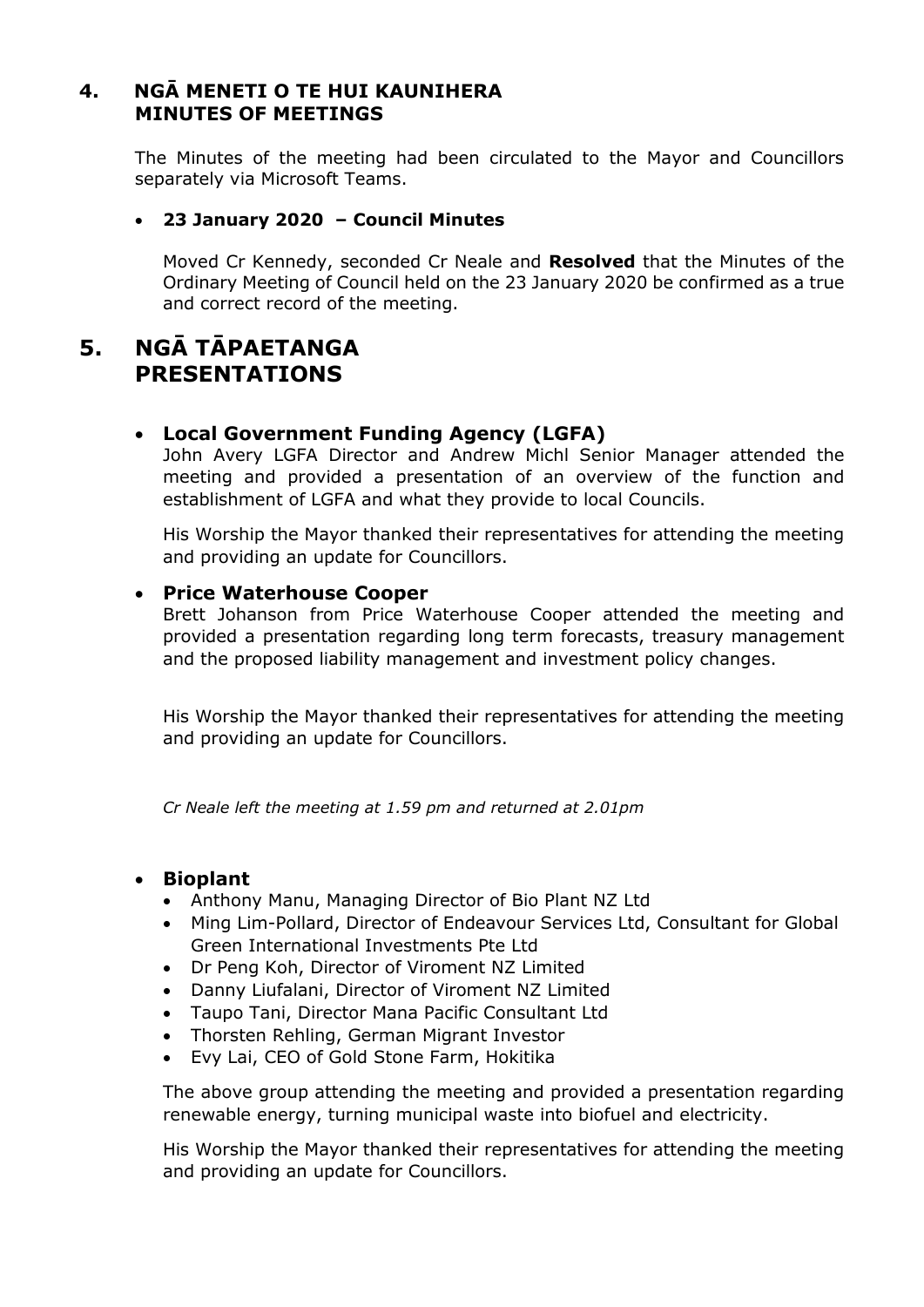## 4. NGĀ MENETI O TE HUI KAUNIHERA MINUTES OF MEETINGS

The Minutes of the meeting had been circulated to the Mayor and Councillors separately via Microsoft Teams.

- **23 January 2020 – Council Minutes**

Moved Cr Kennedy, seconded Cr Neale and **Resolved** that the Minutes of the Ordinary Meeting of Council held on the 23 January 2020 be confirmed as a true and correct record of the meeting.

## 5. NGĀ TĀPAETANGA PRESENTATIONS

- **Local Government Funding Agency (LGFA)**

John Avery LGFA Director and Andrew Michl Senior Manager attended the meeting and provided a presentation of an overview of the function and establishment of LGFA and what they provide to local Councils.

His Worship the Mayor thanked their representatives for attending the meeting and providing an update for Councillors.

- **Price Waterhouse Cooper**

Brett Johanson from Price Waterhouse Cooper attended the meeting and provided a presentation regarding long term forecasts, treasury management and the proposed liability management and investment policy changes.

His Worship the Mayor thanked their representatives for attending the meeting and providing an update for Councillors.

*Cr Neale left the meeting at 1.59 pm and returned at 2.01pm*

- **Bioplant**
  - Anthony Manu, Managing Director of Bio Plant NZ Ltd
  - Ming Lim-Pollard, Director of Endeavour Services Ltd, Consultant for Global Green International Investments Pte Ltd
  - Dr Peng Koh, Director of Viroment NZ Limited
  - Danny Liufalani, Director of Viroment NZ Limited
  - Taupo Tani, Director Mana Pacific Consultant Ltd
  - Thorsten Rehling, German Migrant Investor
  - Evy Lai, CEO of Gold Stone Farm, Hokitika

The above group attending the meeting and provided a presentation regarding renewable energy, turning municipal waste into biofuel and electricity.

His Worship the Mayor thanked their representatives for attending the meeting and providing an update for Councillors.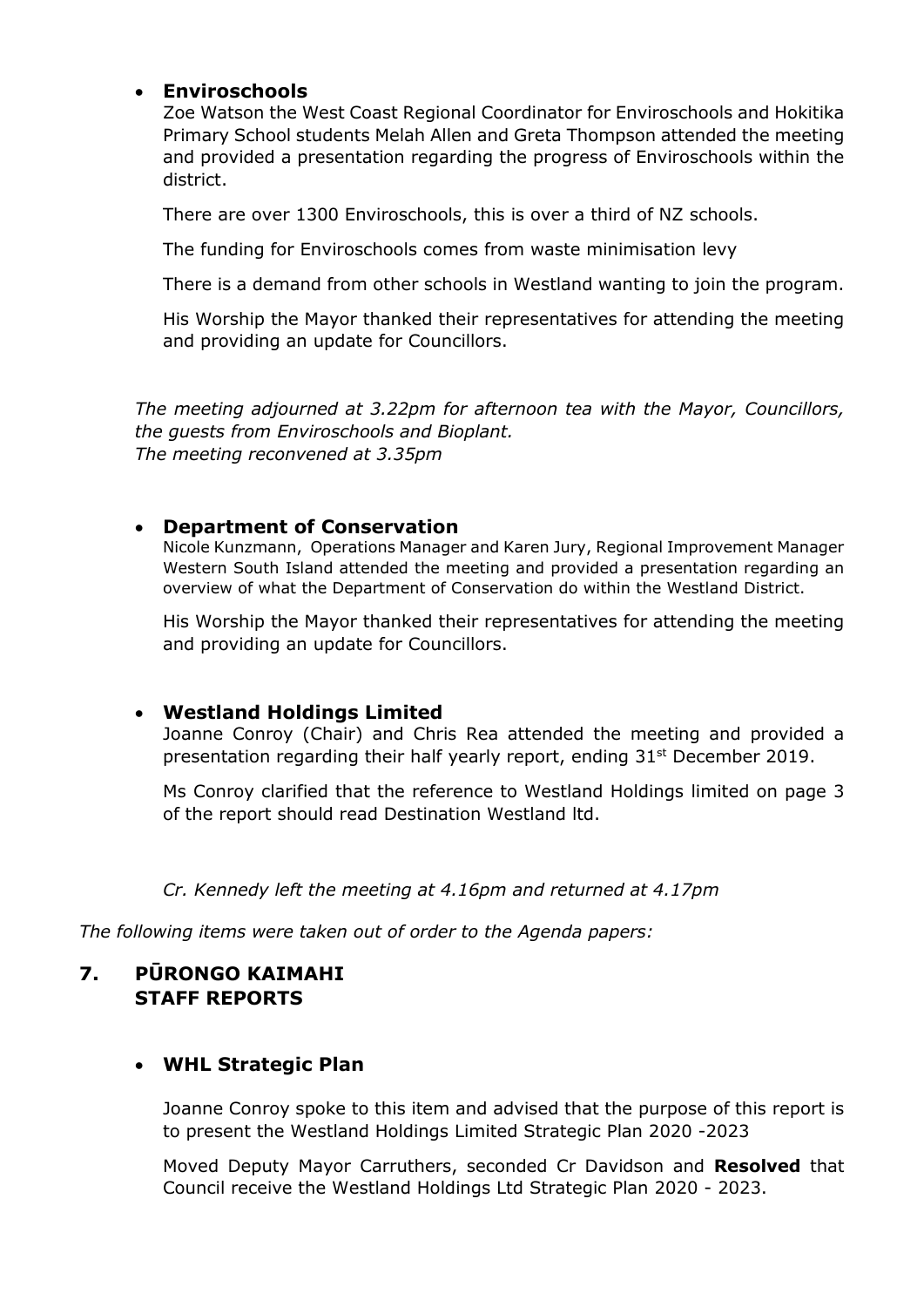- **Enviroschools**

  Zoe Watson the West Coast Regional Coordinator for Enviroschools and Hokitika Primary School students Melah Allen and Greta Thompson attended the meeting and provided a presentation regarding the progress of Enviroschools within the district.

  There are over 1300 Enviroschools, this is over a third of NZ schools.

  The funding for Enviroschools comes from waste minimisation levy

  There is a demand from other schools in Westland wanting to join the program.

  His Worship the Mayor thanked their representatives for attending the meeting and providing an update for Councillors.

*The meeting adjourned at 3.22pm for afternoon tea with the Mayor, Councillors, the guests from Enviroschools and Bioplant.*
*The meeting reconvened at 3.35pm*

- **Department of Conservation**

  Nicole Kunzmann, Operations Manager and Karen Jury, Regional Improvement Manager Western South Island attended the meeting and provided a presentation regarding an overview of what the Department of Conservation do within the Westland District.

  His Worship the Mayor thanked their representatives for attending the meeting and providing an update for Councillors.

- **Westland Holdings Limited**

  Joanne Conroy (Chair) and Chris Rea attended the meeting and provided a presentation regarding their half yearly report, ending 31st December 2019.

  Ms Conroy clarified that the reference to Westland Holdings limited on page 3 of the report should read Destination Westland ltd.

  *Cr. Kennedy left the meeting at 4.16pm and returned at 4.17pm*

*The following items were taken out of order to the Agenda papers:*

## 7. PŪRONGO KAIMAHI STAFF REPORTS

- **WHL Strategic Plan**

  Joanne Conroy spoke to this item and advised that the purpose of this report is to present the Westland Holdings Limited Strategic Plan 2020 -2023

  Moved Deputy Mayor Carruthers, seconded Cr Davidson and **Resolved** that Council receive the Westland Holdings Ltd Strategic Plan 2020 - 2023.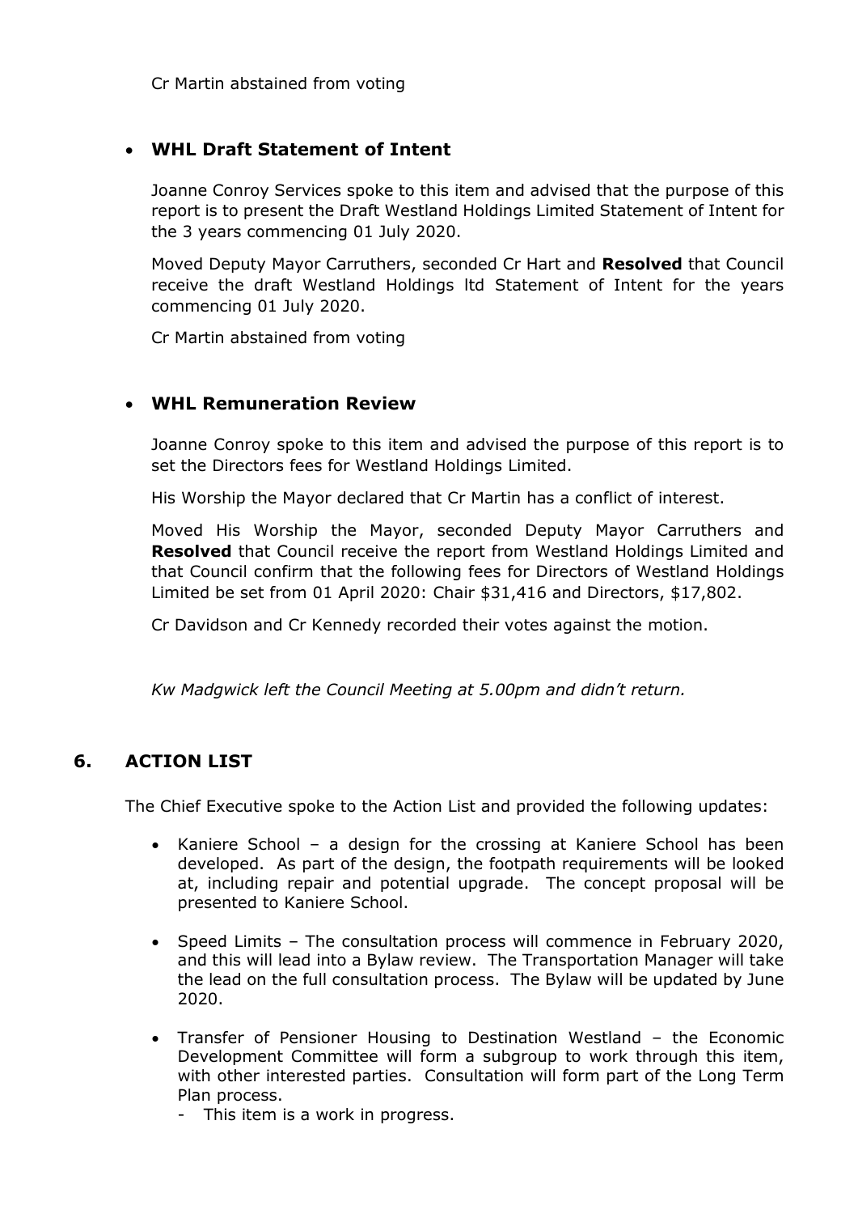Cr Martin abstained from voting

- **WHL Draft Statement of Intent**

  Joanne Conroy Services spoke to this item and advised that the purpose of this report is to present the Draft Westland Holdings Limited Statement of Intent for the 3 years commencing 01 July 2020.

  Moved Deputy Mayor Carruthers, seconded Cr Hart and **Resolved** that Council receive the draft Westland Holdings ltd Statement of Intent for the years commencing 01 July 2020.

  Cr Martin abstained from voting

- **WHL Remuneration Review**

  Joanne Conroy spoke to this item and advised the purpose of this report is to set the Directors fees for Westland Holdings Limited.

  His Worship the Mayor declared that Cr Martin has a conflict of interest.

  Moved His Worship the Mayor, seconded Deputy Mayor Carruthers and **Resolved** that Council receive the report from Westland Holdings Limited and that Council confirm that the following fees for Directors of Westland Holdings Limited be set from 01 April 2020: Chair $31,416 and Directors, $17,802.

  Cr Davidson and Cr Kennedy recorded their votes against the motion.

  *Kw Madgwick left the Council Meeting at 5.00pm and didn't return.*

## 6. ACTION LIST

The Chief Executive spoke to the Action List and provided the following updates:

- Kaniere School – a design for the crossing at Kaniere School has been developed. As part of the design, the footpath requirements will be looked at, including repair and potential upgrade. The concept proposal will be presented to Kaniere School.

- Speed Limits – The consultation process will commence in February 2020, and this will lead into a Bylaw review. The Transportation Manager will take the lead on the full consultation process. The Bylaw will be updated by June 2020.

- Transfer of Pensioner Housing to Destination Westland – the Economic Development Committee will form a subgroup to work through this item, with other interested parties. Consultation will form part of the Long Term Plan process.
  - This item is a work in progress.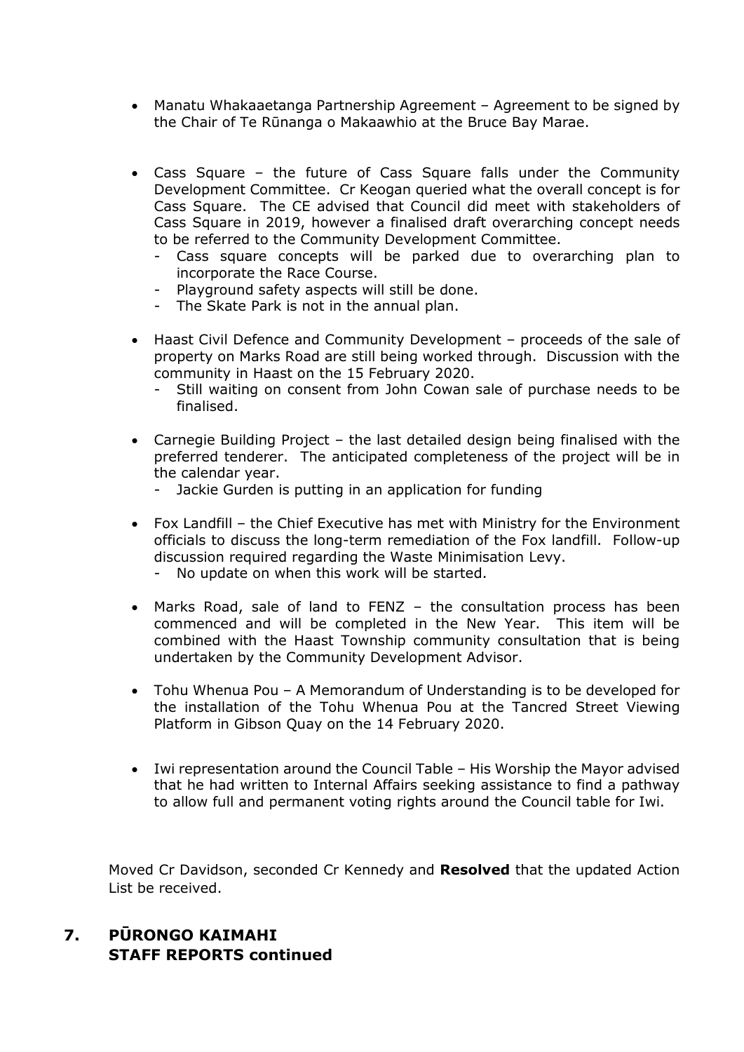- Manatu Whakaaetanga Partnership Agreement – Agreement to be signed by the Chair of Te Rūnanga o Makaawhio at the Bruce Bay Marae.

- Cass Square – the future of Cass Square falls under the Community Development Committee. Cr Keogan queried what the overall concept is for Cass Square. The CE advised that Council did meet with stakeholders of Cass Square in 2019, however a finalised draft overarching concept needs to be referred to the Community Development Committee.
  - Cass square concepts will be parked due to overarching plan to incorporate the Race Course.
  - Playground safety aspects will still be done.
  - The Skate Park is not in the annual plan.

- Haast Civil Defence and Community Development – proceeds of the sale of property on Marks Road are still being worked through. Discussion with the community in Haast on the 15 February 2020.
  - Still waiting on consent from John Cowan sale of purchase needs to be finalised.

- Carnegie Building Project – the last detailed design being finalised with the preferred tenderer. The anticipated completeness of the project will be in the calendar year.
  - Jackie Gurden is putting in an application for funding

- Fox Landfill – the Chief Executive has met with Ministry for the Environment officials to discuss the long-term remediation of the Fox landfill. Follow-up discussion required regarding the Waste Minimisation Levy.
  - No update on when this work will be started.

- Marks Road, sale of land to FENZ – the consultation process has been commenced and will be completed in the New Year. This item will be combined with the Haast Township community consultation that is being undertaken by the Community Development Advisor.

- Tohu Whenua Pou – A Memorandum of Understanding is to be developed for the installation of the Tohu Whenua Pou at the Tancred Street Viewing Platform in Gibson Quay on the 14 February 2020.

- Iwi representation around the Council Table – His Worship the Mayor advised that he had written to Internal Affairs seeking assistance to find a pathway to allow full and permanent voting rights around the Council table for Iwi.

Moved Cr Davidson, seconded Cr Kennedy and **Resolved** that the updated Action List be received.

## 7. PŪRONGO KAIMAHI STAFF REPORTS continued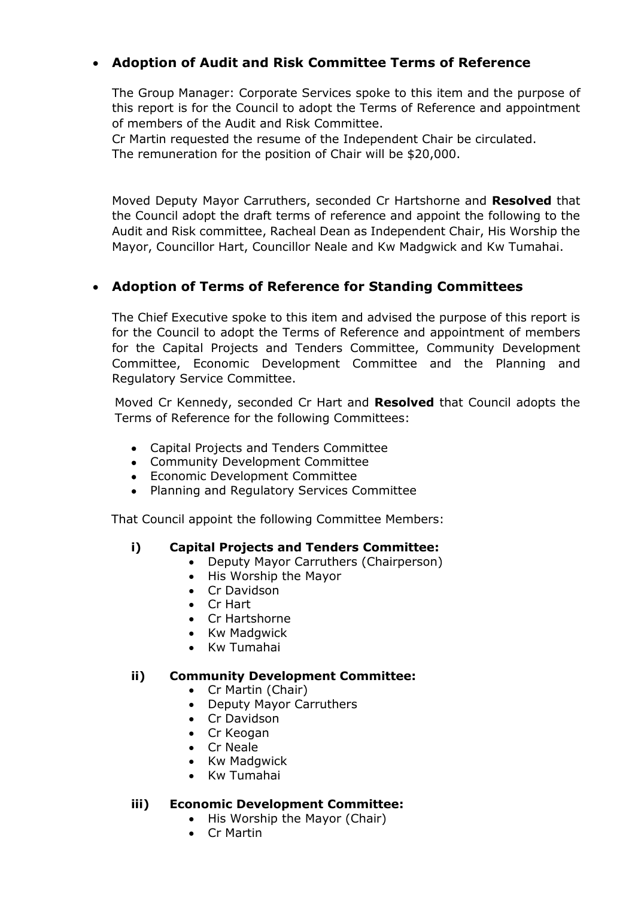- **Adoption of Audit and Risk Committee Terms of Reference**

  The Group Manager: Corporate Services spoke to this item and the purpose of this report is for the Council to adopt the Terms of Reference and appointment of members of the Audit and Risk Committee.
  Cr Martin requested the resume of the Independent Chair be circulated.
  The remuneration for the position of Chair will be $20,000.

  Moved Deputy Mayor Carruthers, seconded Cr Hartshorne and **Resolved** that the Council adopt the draft terms of reference and appoint the following to the Audit and Risk committee, Racheal Dean as Independent Chair, His Worship the Mayor, Councillor Hart, Councillor Neale and Kw Madgwick and Kw Tumahai.

- **Adoption of Terms of Reference for Standing Committees**

  The Chief Executive spoke to this item and advised the purpose of this report is for the Council to adopt the Terms of Reference and appointment of members for the Capital Projects and Tenders Committee, Community Development Committee, Economic Development Committee and the Planning and Regulatory Service Committee.

  Moved Cr Kennedy, seconded Cr Hart and **Resolved** that Council adopts the Terms of Reference for the following Committees:

  - Capital Projects and Tenders Committee
  - Community Development Committee
  - Economic Development Committee
  - Planning and Regulatory Services Committee

  That Council appoint the following Committee Members:

  **i) Capital Projects and Tenders Committee:**
  - Deputy Mayor Carruthers (Chairperson)
  - His Worship the Mayor
  - Cr Davidson
  - Cr Hart
  - Cr Hartshorne
  - Kw Madgwick
  - Kw Tumahai

  **ii) Community Development Committee:**
  - Cr Martin (Chair)
  - Deputy Mayor Carruthers
  - Cr Davidson
  - Cr Keogan
  - Cr Neale
  - Kw Madgwick
  - Kw Tumahai

  **iii) Economic Development Committee:**
  - His Worship the Mayor (Chair)
  - Cr Martin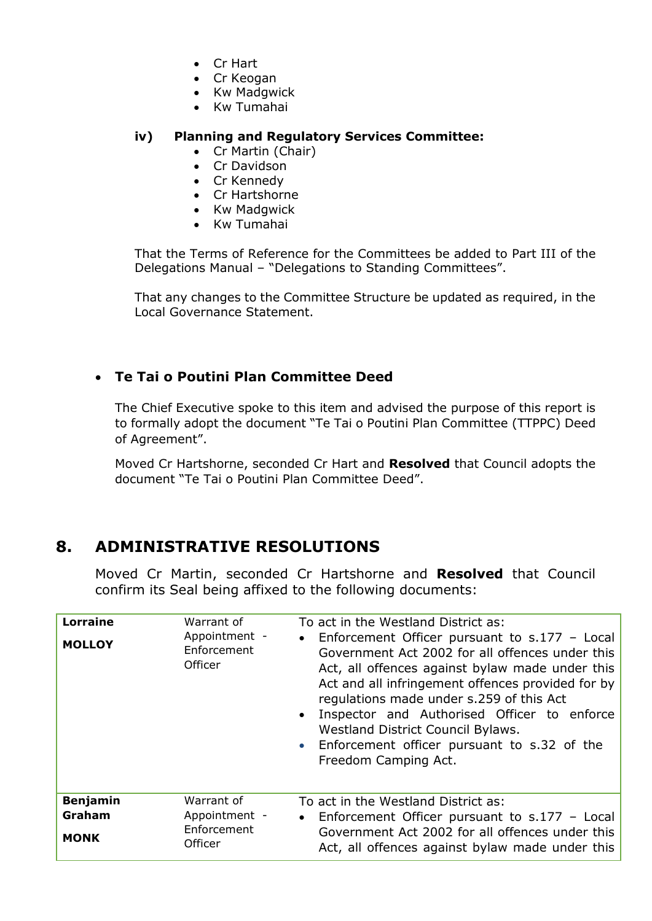- Cr Hart
- Cr Keogan
- Kw Madgwick
- Kw Tumahai

**iv) Planning and Regulatory Services Committee:**

- Cr Martin (Chair)
- Cr Davidson
- Cr Kennedy
- Cr Hartshorne
- Kw Madgwick
- Kw Tumahai

That the Terms of Reference for the Committees be added to Part III of the Delegations Manual – "Delegations to Standing Committees".

That any changes to the Committee Structure be updated as required, in the Local Governance Statement.

- **Te Tai o Poutini Plan Committee Deed**

The Chief Executive spoke to this item and advised the purpose of this report is to formally adopt the document "Te Tai o Poutini Plan Committee (TTPPC) Deed of Agreement".

Moved Cr Hartshorne, seconded Cr Hart and **Resolved** that Council adopts the document "Te Tai o Poutini Plan Committee Deed".

## 8. ADMINISTRATIVE RESOLUTIONS

Moved Cr Martin, seconded Cr Hartshorne and **Resolved** that Council confirm its Seal being affixed to the following documents:

| | | |
|---|---|---|
| **Lorraine** **MOLLOY** | Warrant of Appointment - Enforcement Officer | To act in the Westland District as:<br>• Enforcement Officer pursuant to s.177 – Local Government Act 2002 for all offences under this Act, all offences against bylaw made under this Act and all infringement offences provided for by regulations made under s.259 of this Act<br>• Inspector and Authorised Officer to enforce Westland District Council Bylaws.<br>• Enforcement officer pursuant to s.32 of the Freedom Camping Act. |
| **Benjamin Graham** **MONK** | Warrant of Appointment - Enforcement Officer | To act in the Westland District as:<br>• Enforcement Officer pursuant to s.177 – Local Government Act 2002 for all offences under this Act, all offences against bylaw made under this |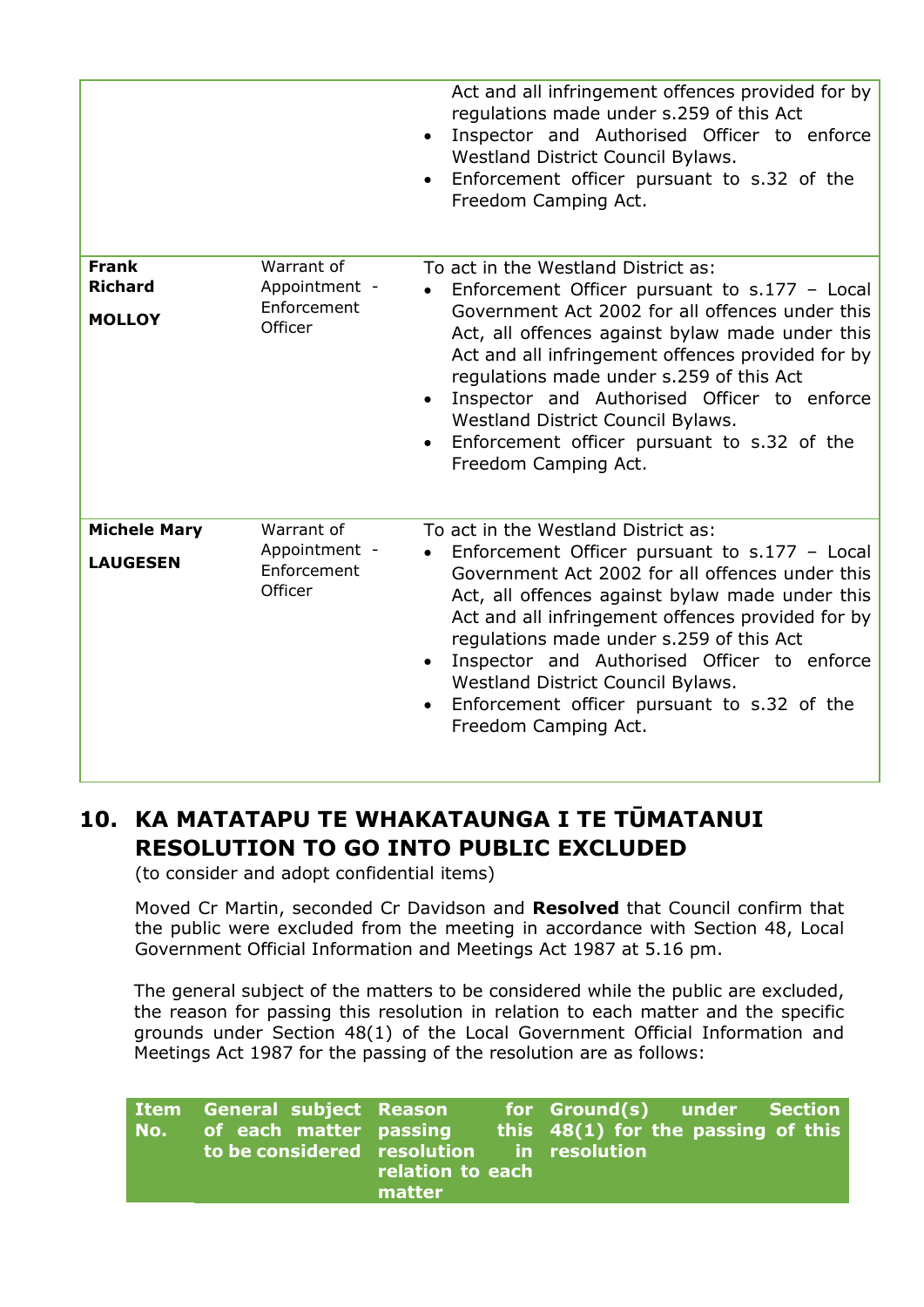| | | |
|---|---|---|
| | | Act and all infringement offences provided for by regulations made under s.259 of this Act<br>• Inspector and Authorised Officer to enforce Westland District Council Bylaws.<br>• Enforcement officer pursuant to s.32 of the Freedom Camping Act. |
| **Frank Richard**<br>**MOLLOY** | Warrant of Appointment - Enforcement Officer | To act in the Westland District as:<br>• Enforcement Officer pursuant to s.177 – Local Government Act 2002 for all offences under this Act, all offences against bylaw made under this Act and all infringement offences provided for by regulations made under s.259 of this Act<br>• Inspector and Authorised Officer to enforce Westland District Council Bylaws.<br>• Enforcement officer pursuant to s.32 of the Freedom Camping Act. |
| **Michele Mary**<br>**LAUGESEN** | Warrant of Appointment - Enforcement Officer | To act in the Westland District as:<br>• Enforcement Officer pursuant to s.177 – Local Government Act 2002 for all offences under this Act, all offences against bylaw made under this Act and all infringement offences provided for by regulations made under s.259 of this Act<br>• Inspector and Authorised Officer to enforce Westland District Council Bylaws.<br>• Enforcement officer pursuant to s.32 of the Freedom Camping Act. |

## 10. KA MATATAPU TE WHAKATAUNGA I TE TŪMATANUI RESOLUTION TO GO INTO PUBLIC EXCLUDED

(to consider and adopt confidential items)

Moved Cr Martin, seconded Cr Davidson and **Resolved** that Council confirm that the public were excluded from the meeting in accordance with Section 48, Local Government Official Information and Meetings Act 1987 at 5.16 pm.

The general subject of the matters to be considered while the public are excluded, the reason for passing this resolution in relation to each matter and the specific grounds under Section 48(1) of the Local Government Official Information and Meetings Act 1987 for the passing of the resolution are as follows:

| Item No. | General subject of each matter to be considered | Reason for passing this resolution in relation to each matter | Ground(s) under Section 48(1) for the passing of this resolution |
|---|---|---|---|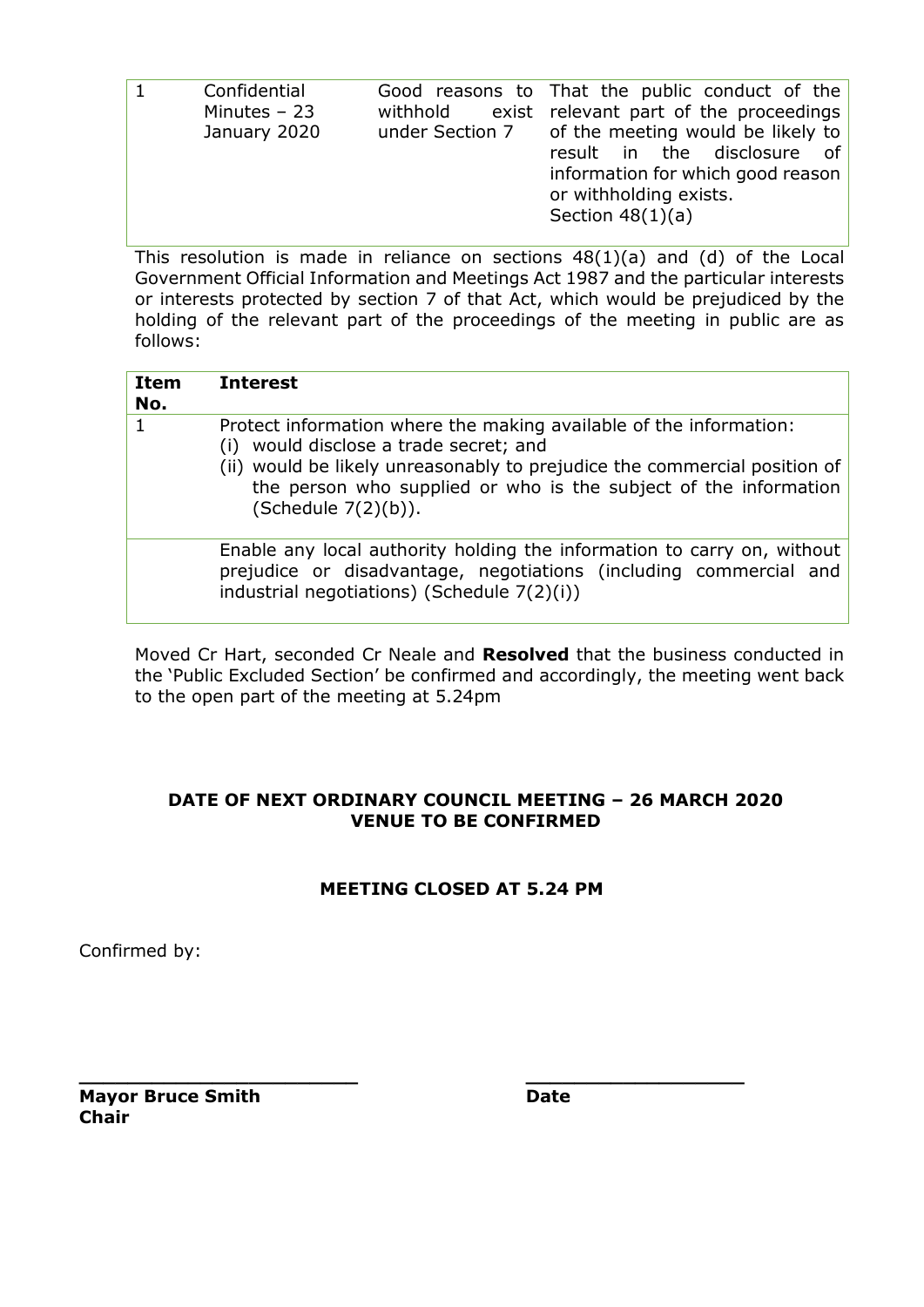| | | | |
|---|---|---|---|
| 1 | Confidential Minutes – 23 January 2020 | Good reasons to withhold exist under Section 7 | That the public conduct of the relevant part of the proceedings of the meeting would be likely to result in the disclosure of information for which good reason or withholding exists.<br>Section 48(1)(a) |

This resolution is made in reliance on sections 48(1)(a) and (d) of the Local Government Official Information and Meetings Act 1987 and the particular interests or interests protected by section 7 of that Act, which would be prejudiced by the holding of the relevant part of the proceedings of the meeting in public are as follows:

| Item No. | Interest |
|---|---|
| 1 | Protect information where the making available of the information:<br>(i) would disclose a trade secret; and<br>(ii) would be likely unreasonably to prejudice the commercial position of the person who supplied or who is the subject of the information (Schedule 7(2)(b)). |
| | Enable any local authority holding the information to carry on, without prejudice or disadvantage, negotiations (including commercial and industrial negotiations) (Schedule 7(2)(i)) |

Moved Cr Hart, seconded Cr Neale and **Resolved** that the business conducted in the 'Public Excluded Section' be confirmed and accordingly, the meeting went back to the open part of the meeting at 5.24pm

**DATE OF NEXT ORDINARY COUNCIL MEETING – 26 MARCH 2020**
**VENUE TO BE CONFIRMED**

**MEETING CLOSED AT 5.24 PM**

Confirmed by:

\_\_\_\_\_\_\_\_\_\_\_\_\_\_\_\_\_\_\_\_\_\_\_\_ \_\_\_\_\_\_\_\_\_\_\_\_\_\_\_\_\_\_

**Mayor Bruce Smith** **Date**
**Chair**